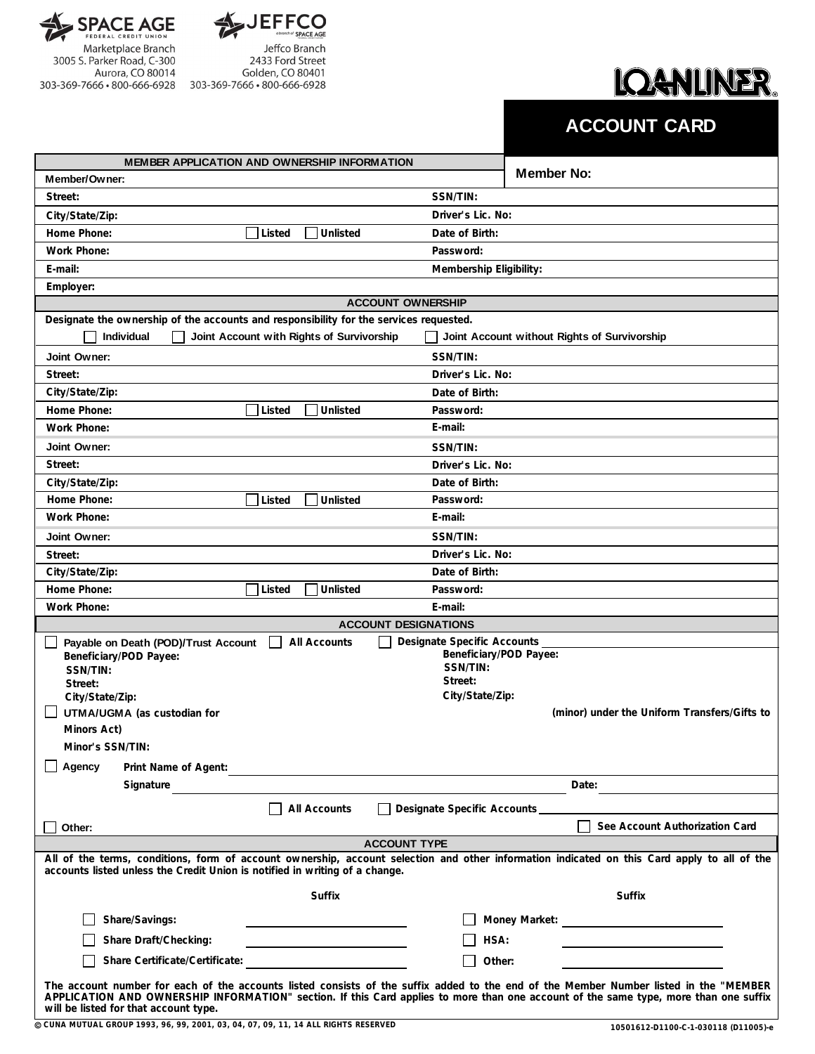SPACE AGE FEDERAL CREDIT UNION
Marketplace Branch
3005 S. Parker Road, C-300
Aurora, CO 80014
303-369-7666 • 800-666-6928

JEFFCO
a branch of SPACE AGE
Jeffco Branch
2433 Ford Street
Golden, CO 80401
303-369-7666 • 800-666-6928

LOANLINER

# ACCOUNT CARD

## MEMBER APPLICATION AND OWNERSHIP INFORMATION

**Member No:**

| | |
|---|---|
| **Member/Owner:** | |
| **Street:** | **SSN/TIN:** |
| **City/State/Zip:** | **Driver's Lic. No:** |
| **Home Phone:** ☐ **Listed** ☐ **Unlisted** | **Date of Birth:** |
| **Work Phone:** | **Password:** |
| **E-mail:** | **Membership Eligibility:** |
| **Employer:** | |

## ACCOUNT OWNERSHIP

**Designate the ownership of the accounts and responsibility for the services requested.**

☐ **Individual** ☐ **Joint Account with Rights of Survivorship** ☐ **Joint Account without Rights of Survivorship**

| | |
|---|---|
| **Joint Owner:** | **SSN/TIN:** |
| **Street:** | **Driver's Lic. No:** |
| **City/State/Zip:** | **Date of Birth:** |
| **Home Phone:** ☐ **Listed** ☐ **Unlisted** | **Password:** |
| **Work Phone:** | **E-mail:** |
| **Joint Owner:** | **SSN/TIN:** |
| **Street:** | **Driver's Lic. No:** |
| **City/State/Zip:** | **Date of Birth:** |
| **Home Phone:** ☐ **Listed** ☐ **Unlisted** | **Password:** |
| **Work Phone:** | **E-mail:** |
| **Joint Owner:** | **SSN/TIN:** |
| **Street:** | **Driver's Lic. No:** |
| **City/State/Zip:** | **Date of Birth:** |
| **Home Phone:** ☐ **Listed** ☐ **Unlisted** | **Password:** |
| **Work Phone:** | **E-mail:** |

## ACCOUNT DESIGNATIONS

☐ **Payable on Death (POD)/Trust Account** ☐ **All Accounts** ☐ **Designate Specific Accounts** ____________________

| | |
|---|---|
| **Beneficiary/POD Payee:** | **Beneficiary/POD Payee:** |
| **SSN/TIN:** | **SSN/TIN:** |
| **Street:** | **Street:** |
| **City/State/Zip:** | **City/State/Zip:** |

☐ **UTMA/UGMA (as custodian for** ____________________ **(minor) under the Uniform Transfers/Gifts to Minors Act)**

**Minor's SSN/TIN:**

☐ **Agency** **Print Name of Agent:** ____________________

**Signature** ____________________ **Date:** ____________________

☐ **All Accounts** ☐ **Designate Specific Accounts** ____________________

☐ **Other:** ☐ **See Account Authorization Card**

## ACCOUNT TYPE

**All of the terms, conditions, form of account ownership, account selection and other information indicated on this Card apply to all of the accounts listed unless the Credit Union is notified in writing of a change.**

| | Suffix | | Suffix |
|---|---|---|---|
| ☐ **Share/Savings:** | ____________ | ☐ **Money Market:** | ____________ |
| ☐ **Share Draft/Checking:** | ____________ | ☐ **HSA:** | ____________ |
| ☐ **Share Certificate/Certificate:** | ____________ | ☐ **Other:** | ____________ |

**The account number for each of the accounts listed consists of the suffix added to the end of the Member Number listed in the "MEMBER APPLICATION AND OWNERSHIP INFORMATION" section. If this Card applies to more than one account of the same type, more than one suffix will be listed for that account type.**

© CUNA MUTUAL GROUP 1993, 96, 99, 2001, 03, 04, 07, 09, 11, 14 ALL RIGHTS RESERVED

10501612-D1100-C-1-030118 (D11005)-e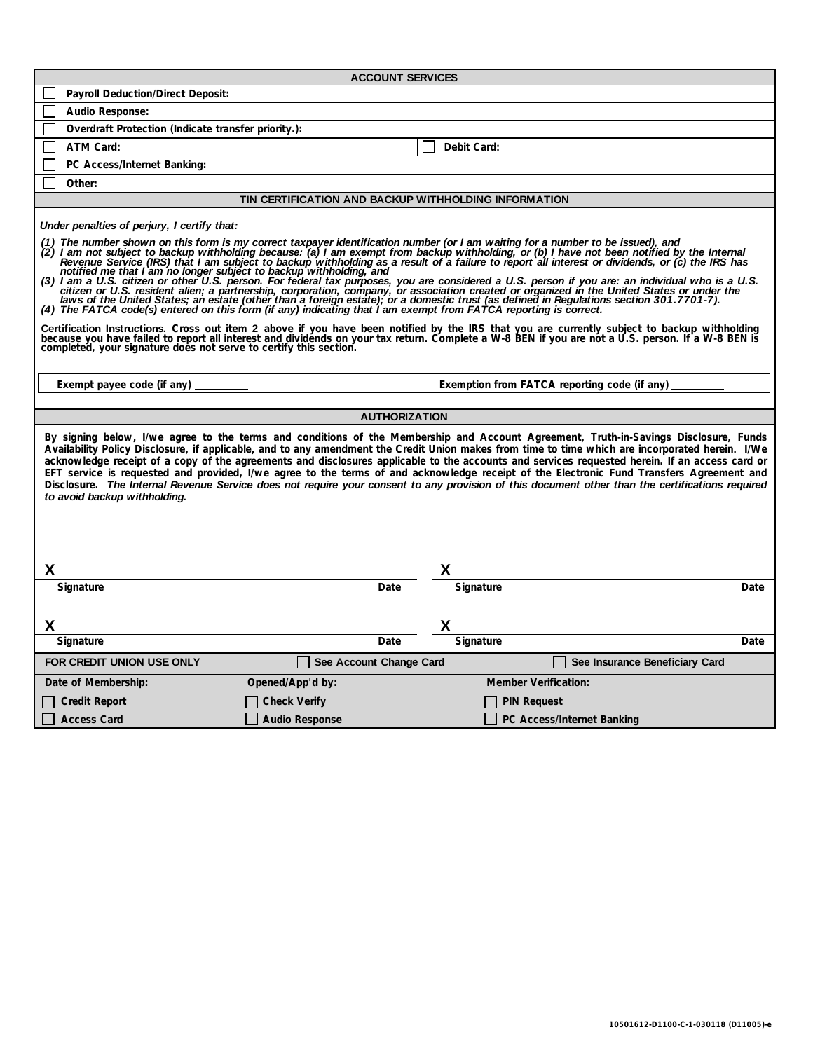## ACCOUNT SERVICES

☐ **Payroll Deduction/Direct Deposit:**

☐ **Audio Response:**

☐ **Overdraft Protection (Indicate transfer priority.):**

☐ **ATM Card:** ☐ **Debit Card:**

☐ **PC Access/Internet Banking:**

☐ **Other:**

## TIN CERTIFICATION AND BACKUP WITHHOLDING INFORMATION

*Under penalties of perjury, I certify that:*

*(1) The number shown on this form is my correct taxpayer identification number (or I am waiting for a number to be issued), and*
*(2) I am not subject to backup withholding because: (a) I am exempt from backup withholding, or (b) I have not been notified by the Internal Revenue Service (IRS) that I am subject to backup withholding as a result of a failure to report all interest or dividends, or (c) the IRS has notified me that I am no longer subject to backup withholding, and*
*(3) I am a U.S. citizen or other U.S. person. For federal tax purposes, you are considered a U.S. person if you are: an individual who is a U.S. citizen or U.S. resident alien; a partnership, corporation, company, or association created or organized in the United States or under the laws of the United States; an estate (other than a foreign estate); or a domestic trust (as defined in Regulations section 301.7701-7).*
*(4) The FATCA code(s) entered on this form (if any) indicating that I am exempt from FATCA reporting is correct.*

Certification Instructions. **Cross out item 2 above if you have been notified by the IRS that you are currently subject to backup withholding because you have failed to report all interest and dividends on your tax return. Complete a W-8 BEN if you are not a U.S. person. If a W-8 BEN is completed, your signature does not serve to certify this section.**

**Exempt payee code (if any)** __________ **Exemption from FATCA reporting code (if any)** __________

## AUTHORIZATION

**By signing below, I/we agree to the terms and conditions of the Membership and Account Agreement, Truth-in-Savings Disclosure, Funds Availability Policy Disclosure, if applicable, and to any amendment the Credit Union makes from time to time which are incorporated herein. I/We acknowledge receipt of a copy of the agreements and disclosures applicable to the accounts and services requested herein. If an access card or EFT service is requested and provided, I/we agree to the terms of and acknowledge receipt of the Electronic Fund Transfers Agreement and Disclosure.** ***The Internal Revenue Service does not require your consent to any provision of this document other than the certifications required to avoid backup withholding.***

| | | | |
|---|---|---|---|
| X | | X | |
| **Signature** | **Date** | **Signature** | **Date** |
| X | | X | |
| **Signature** | **Date** | **Signature** | **Date** |

| | | |
|---|---|---|
| **FOR CREDIT UNION USE ONLY** | ☐ **See Account Change Card** | ☐ **See Insurance Beneficiary Card** |
| **Date of Membership:** | **Opened/App'd by:** | **Member Verification:** |
| ☐ **Credit Report** | ☐ **Check Verify** | ☐ **PIN Request** |
| ☐ **Access Card** | ☐ **Audio Response** | ☐ **PC Access/Internet Banking** |

10501612-D1100-C-1-030118 (D11005)-e